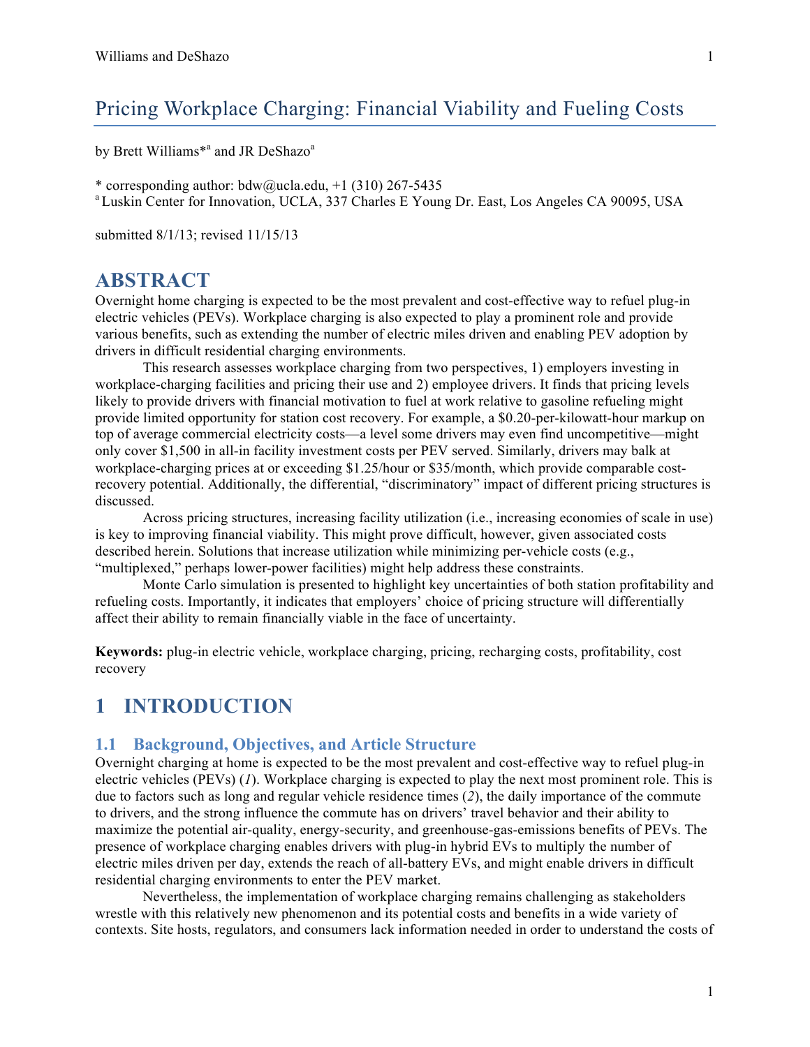# Pricing Workplace Charging: Financial Viability and Fueling Costs

by Brett Williams*[a] and JR DeShazo[a]

* corresponding author: bdw@ucla.edu, +1 (310) 267-5435
[a] Luskin Center for Innovation, UCLA, 337 Charles E Young Dr. East, Los Angeles CA 90095, USA

submitted 8/1/13; revised 11/15/13

## ABSTRACT

Overnight home charging is expected to be the most prevalent and cost-effective way to refuel plug-in electric vehicles (PEVs). Workplace charging is also expected to play a prominent role and provide various benefits, such as extending the number of electric miles driven and enabling PEV adoption by drivers in difficult residential charging environments.

This research assesses workplace charging from two perspectives, 1) employers investing in workplace-charging facilities and pricing their use and 2) employee drivers. It finds that pricing levels likely to provide drivers with financial motivation to fuel at work relative to gasoline refueling might provide limited opportunity for station cost recovery. For example, a $0.20-per-kilowatt-hour markup on top of average commercial electricity costs—a level some drivers may even find uncompetitive—might only cover $1,500 in all-in facility investment costs per PEV served. Similarly, drivers may balk at workplace-charging prices at or exceeding $1.25/hour or $35/month, which provide comparable cost-recovery potential. Additionally, the differential, "discriminatory" impact of different pricing structures is discussed.

Across pricing structures, increasing facility utilization (i.e., increasing economies of scale in use) is key to improving financial viability. This might prove difficult, however, given associated costs described herein. Solutions that increase utilization while minimizing per-vehicle costs (e.g., "multiplexed," perhaps lower-power facilities) might help address these constraints.

Monte Carlo simulation is presented to highlight key uncertainties of both station profitability and refueling costs. Importantly, it indicates that employers' choice of pricing structure will differentially affect their ability to remain financially viable in the face of uncertainty.

**Keywords:** plug-in electric vehicle, workplace charging, pricing, recharging costs, profitability, cost recovery

# 1 INTRODUCTION

## 1.1 Background, Objectives, and Article Structure

Overnight charging at home is expected to be the most prevalent and cost-effective way to refuel plug-in electric vehicles (PEVs) (*1*). Workplace charging is expected to play the next most prominent role. This is due to factors such as long and regular vehicle residence times (*2*), the daily importance of the commute to drivers, and the strong influence the commute has on drivers' travel behavior and their ability to maximize the potential air-quality, energy-security, and greenhouse-gas-emissions benefits of PEVs. The presence of workplace charging enables drivers with plug-in hybrid EVs to multiply the number of electric miles driven per day, extends the reach of all-battery EVs, and might enable drivers in difficult residential charging environments to enter the PEV market.

Nevertheless, the implementation of workplace charging remains challenging as stakeholders wrestle with this relatively new phenomenon and its potential costs and benefits in a wide variety of contexts. Site hosts, regulators, and consumers lack information needed in order to understand the costs of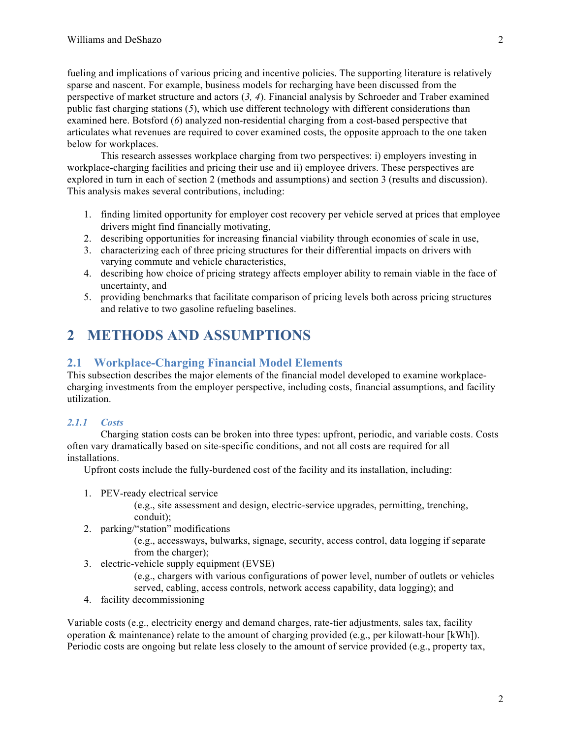fueling and implications of various pricing and incentive policies. The supporting literature is relatively sparse and nascent. For example, business models for recharging have been discussed from the perspective of market structure and actors (*3, 4*). Financial analysis by Schroeder and Traber examined public fast charging stations (*5*), which use different technology with different considerations than examined here. Botsford (*6*) analyzed non-residential charging from a cost-based perspective that articulates what revenues are required to cover examined costs, the opposite approach to the one taken below for workplaces.

This research assesses workplace charging from two perspectives: i) employers investing in workplace-charging facilities and pricing their use and ii) employee drivers. These perspectives are explored in turn in each of section 2 (methods and assumptions) and section 3 (results and discussion). This analysis makes several contributions, including:

1. finding limited opportunity for employer cost recovery per vehicle served at prices that employee drivers might find financially motivating,
2. describing opportunities for increasing financial viability through economies of scale in use,
3. characterizing each of three pricing structures for their differential impacts on drivers with varying commute and vehicle characteristics,
4. describing how choice of pricing strategy affects employer ability to remain viable in the face of uncertainty, and
5. providing benchmarks that facilitate comparison of pricing levels both across pricing structures and relative to two gasoline refueling baselines.

# 2 METHODS AND ASSUMPTIONS

## 2.1 Workplace-Charging Financial Model Elements

This subsection describes the major elements of the financial model developed to examine workplace-charging investments from the employer perspective, including costs, financial assumptions, and facility utilization.

### *2.1.1 Costs*

Charging station costs can be broken into three types: upfront, periodic, and variable costs. Costs often vary dramatically based on site-specific conditions, and not all costs are required for all installations.

Upfront costs include the fully-burdened cost of the facility and its installation, including:

1. PEV-ready electrical service
   (e.g., site assessment and design, electric-service upgrades, permitting, trenching, conduit);
2. parking/"station" modifications
   (e.g., accessways, bulwarks, signage, security, access control, data logging if separate from the charger);
3. electric-vehicle supply equipment (EVSE)
   (e.g., chargers with various configurations of power level, number of outlets or vehicles served, cabling, access controls, network access capability, data logging); and
4. facility decommissioning

Variable costs (e.g., electricity energy and demand charges, rate-tier adjustments, sales tax, facility operation & maintenance) relate to the amount of charging provided (e.g., per kilowatt-hour [kWh]). Periodic costs are ongoing but relate less closely to the amount of service provided (e.g., property tax,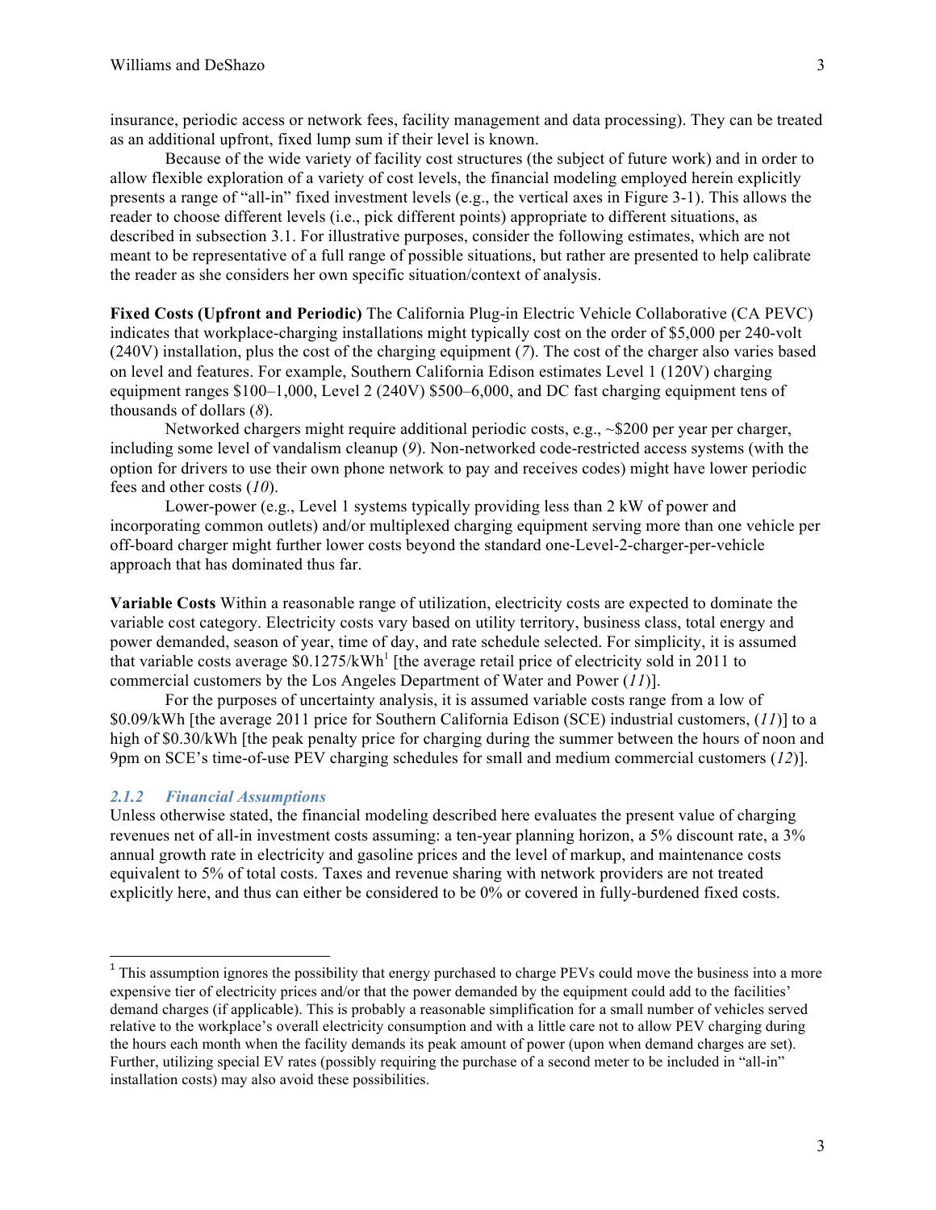insurance, periodic access or network fees, facility management and data processing). They can be treated as an additional upfront, fixed lump sum if their level is known.

Because of the wide variety of facility cost structures (the subject of future work) and in order to allow flexible exploration of a variety of cost levels, the financial modeling employed herein explicitly presents a range of "all-in" fixed investment levels (e.g., the vertical axes in Figure 3-1). This allows the reader to choose different levels (i.e., pick different points) appropriate to different situations, as described in subsection 3.1. For illustrative purposes, consider the following estimates, which are not meant to be representative of a full range of possible situations, but rather are presented to help calibrate the reader as she considers her own specific situation/context of analysis.

**Fixed Costs (Upfront and Periodic)** The California Plug-in Electric Vehicle Collaborative (CA PEVC) indicates that workplace-charging installations might typically cost on the order of $5,000 per 240-volt (240V) installation, plus the cost of the charging equipment (*7*). The cost of the charger also varies based on level and features. For example, Southern California Edison estimates Level 1 (120V) charging equipment ranges $100–1,000, Level 2 (240V) $500–6,000, and DC fast charging equipment tens of thousands of dollars (*8*).

Networked chargers might require additional periodic costs, e.g., ~$200 per year per charger, including some level of vandalism cleanup (*9*). Non-networked code-restricted access systems (with the option for drivers to use their own phone network to pay and receives codes) might have lower periodic fees and other costs (*10*).

Lower-power (e.g., Level 1 systems typically providing less than 2 kW of power and incorporating common outlets) and/or multiplexed charging equipment serving more than one vehicle per off-board charger might further lower costs beyond the standard one-Level-2-charger-per-vehicle approach that has dominated thus far.

**Variable Costs** Within a reasonable range of utilization, electricity costs are expected to dominate the variable cost category. Electricity costs vary based on utility territory, business class, total energy and power demanded, season of year, time of day, and rate schedule selected. For simplicity, it is assumed that variable costs average $0.1275/kWh[1] [the average retail price of electricity sold in 2011 to commercial customers by the Los Angeles Department of Water and Power (*11*)].

For the purposes of uncertainty analysis, it is assumed variable costs range from a low of $0.09/kWh [the average 2011 price for Southern California Edison (SCE) industrial customers, (*11*)] to a high of $0.30/kWh [the peak penalty price for charging during the summer between the hours of noon and 9pm on SCE's time-of-use PEV charging schedules for small and medium commercial customers (*12*)].

### *2.1.2 Financial Assumptions*

Unless otherwise stated, the financial modeling described here evaluates the present value of charging revenues net of all-in investment costs assuming: a ten-year planning horizon, a 5% discount rate, a 3% annual growth rate in electricity and gasoline prices and the level of markup, and maintenance costs equivalent to 5% of total costs. Taxes and revenue sharing with network providers are not treated explicitly here, and thus can either be considered to be 0% or covered in fully-burdened fixed costs.

---

[1] This assumption ignores the possibility that energy purchased to charge PEVs could move the business into a more expensive tier of electricity prices and/or that the power demanded by the equipment could add to the facilities' demand charges (if applicable). This is probably a reasonable simplification for a small number of vehicles served relative to the workplace's overall electricity consumption and with a little care not to allow PEV charging during the hours each month when the facility demands its peak amount of power (upon when demand charges are set). Further, utilizing special EV rates (possibly requiring the purchase of a second meter to be included in "all-in" installation costs) may also avoid these possibilities.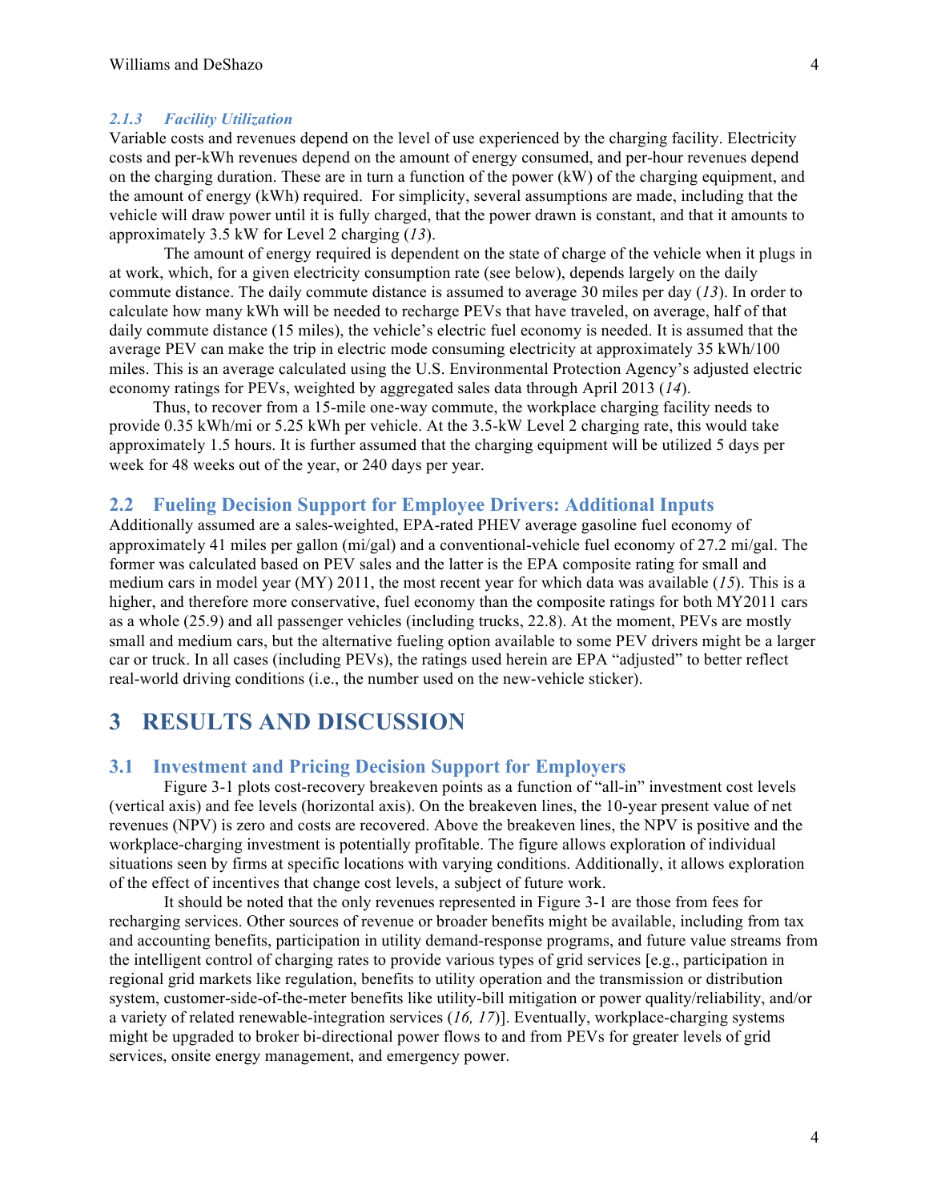#### *2.1.3 Facility Utilization*

Variable costs and revenues depend on the level of use experienced by the charging facility. Electricity costs and per-kWh revenues depend on the amount of energy consumed, and per-hour revenues depend on the charging duration. These are in turn a function of the power (kW) of the charging equipment, and the amount of energy (kWh) required. For simplicity, several assumptions are made, including that the vehicle will draw power until it is fully charged, that the power drawn is constant, and that it amounts to approximately 3.5 kW for Level 2 charging (*13*).

The amount of energy required is dependent on the state of charge of the vehicle when it plugs in at work, which, for a given electricity consumption rate (see below), depends largely on the daily commute distance. The daily commute distance is assumed to average 30 miles per day (*13*). In order to calculate how many kWh will be needed to recharge PEVs that have traveled, on average, half of that daily commute distance (15 miles), the vehicle's electric fuel economy is needed. It is assumed that the average PEV can make the trip in electric mode consuming electricity at approximately 35 kWh/100 miles. This is an average calculated using the U.S. Environmental Protection Agency's adjusted electric economy ratings for PEVs, weighted by aggregated sales data through April 2013 (*14*).

Thus, to recover from a 15-mile one-way commute, the workplace charging facility needs to provide 0.35 kWh/mi or 5.25 kWh per vehicle. At the 3.5-kW Level 2 charging rate, this would take approximately 1.5 hours. It is further assumed that the charging equipment will be utilized 5 days per week for 48 weeks out of the year, or 240 days per year.

## 2.2 Fueling Decision Support for Employee Drivers: Additional Inputs

Additionally assumed are a sales-weighted, EPA-rated PHEV average gasoline fuel economy of approximately 41 miles per gallon (mi/gal) and a conventional-vehicle fuel economy of 27.2 mi/gal. The former was calculated based on PEV sales and the latter is the EPA composite rating for small and medium cars in model year (MY) 2011, the most recent year for which data was available (*15*). This is a higher, and therefore more conservative, fuel economy than the composite ratings for both MY2011 cars as a whole (25.9) and all passenger vehicles (including trucks, 22.8). At the moment, PEVs are mostly small and medium cars, but the alternative fueling option available to some PEV drivers might be a larger car or truck. In all cases (including PEVs), the ratings used herein are EPA "adjusted" to better reflect real-world driving conditions (i.e., the number used on the new-vehicle sticker).

# 3 RESULTS AND DISCUSSION

## 3.1 Investment and Pricing Decision Support for Employers

Figure 3-1 plots cost-recovery breakeven points as a function of "all-in" investment cost levels (vertical axis) and fee levels (horizontal axis). On the breakeven lines, the 10-year present value of net revenues (NPV) is zero and costs are recovered. Above the breakeven lines, the NPV is positive and the workplace-charging investment is potentially profitable. The figure allows exploration of individual situations seen by firms at specific locations with varying conditions. Additionally, it allows exploration of the effect of incentives that change cost levels, a subject of future work.

It should be noted that the only revenues represented in Figure 3-1 are those from fees for recharging services. Other sources of revenue or broader benefits might be available, including from tax and accounting benefits, participation in utility demand-response programs, and future value streams from the intelligent control of charging rates to provide various types of grid services [e.g., participation in regional grid markets like regulation, benefits to utility operation and the transmission or distribution system, customer-side-of-the-meter benefits like utility-bill mitigation or power quality/reliability, and/or a variety of related renewable-integration services (*16, 17*)]. Eventually, workplace-charging systems might be upgraded to broker bi-directional power flows to and from PEVs for greater levels of grid services, onsite energy management, and emergency power.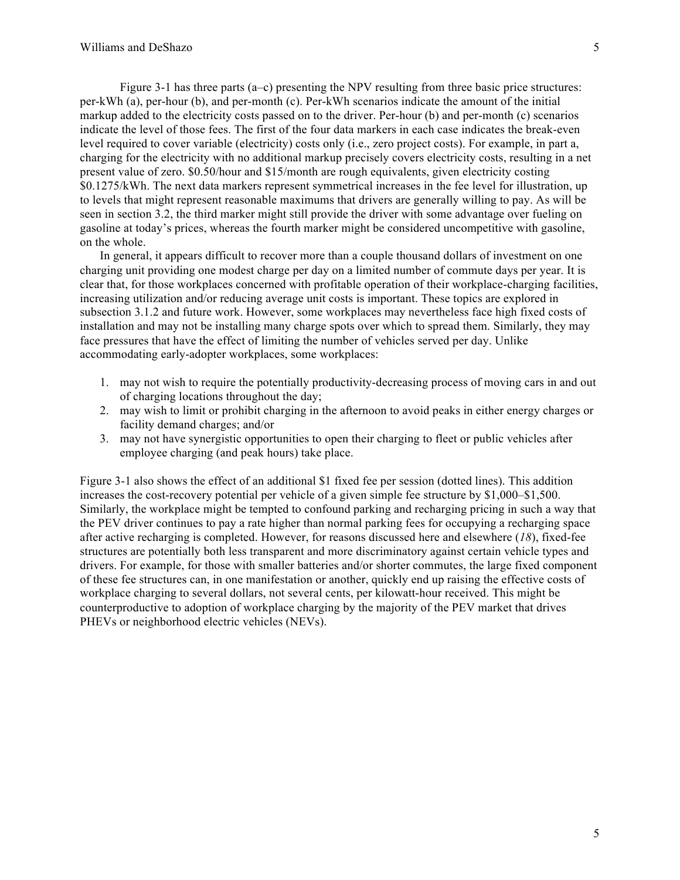Figure 3-1 has three parts (a–c) presenting the NPV resulting from three basic price structures: per-kWh (a), per-hour (b), and per-month (c). Per-kWh scenarios indicate the amount of the initial markup added to the electricity costs passed on to the driver. Per-hour (b) and per-month (c) scenarios indicate the level of those fees. The first of the four data markers in each case indicates the break-even level required to cover variable (electricity) costs only (i.e., zero project costs). For example, in part a, charging for the electricity with no additional markup precisely covers electricity costs, resulting in a net present value of zero. \$0.50/hour and \$15/month are rough equivalents, given electricity costing \$0.1275/kWh. The next data markers represent symmetrical increases in the fee level for illustration, up to levels that might represent reasonable maximums that drivers are generally willing to pay. As will be seen in section 3.2, the third marker might still provide the driver with some advantage over fueling on gasoline at today's prices, whereas the fourth marker might be considered uncompetitive with gasoline, on the whole.

In general, it appears difficult to recover more than a couple thousand dollars of investment on one charging unit providing one modest charge per day on a limited number of commute days per year. It is clear that, for those workplaces concerned with profitable operation of their workplace-charging facilities, increasing utilization and/or reducing average unit costs is important. These topics are explored in subsection 3.1.2 and future work. However, some workplaces may nevertheless face high fixed costs of installation and may not be installing many charge spots over which to spread them. Similarly, they may face pressures that have the effect of limiting the number of vehicles served per day. Unlike accommodating early-adopter workplaces, some workplaces:

1. may not wish to require the potentially productivity-decreasing process of moving cars in and out of charging locations throughout the day;
2. may wish to limit or prohibit charging in the afternoon to avoid peaks in either energy charges or facility demand charges; and/or
3. may not have synergistic opportunities to open their charging to fleet or public vehicles after employee charging (and peak hours) take place.

Figure 3-1 also shows the effect of an additional \$1 fixed fee per session (dotted lines). This addition increases the cost-recovery potential per vehicle of a given simple fee structure by \$1,000–\$1,500. Similarly, the workplace might be tempted to confound parking and recharging pricing in such a way that the PEV driver continues to pay a rate higher than normal parking fees for occupying a recharging space after active recharging is completed. However, for reasons discussed here and elsewhere (*18*), fixed-fee structures are potentially both less transparent and more discriminatory against certain vehicle types and drivers. For example, for those with smaller batteries and/or shorter commutes, the large fixed component of these fee structures can, in one manifestation or another, quickly end up raising the effective costs of workplace charging to several dollars, not several cents, per kilowatt-hour received. This might be counterproductive to adoption of workplace charging by the majority of the PEV market that drives PHEVs or neighborhood electric vehicles (NEVs).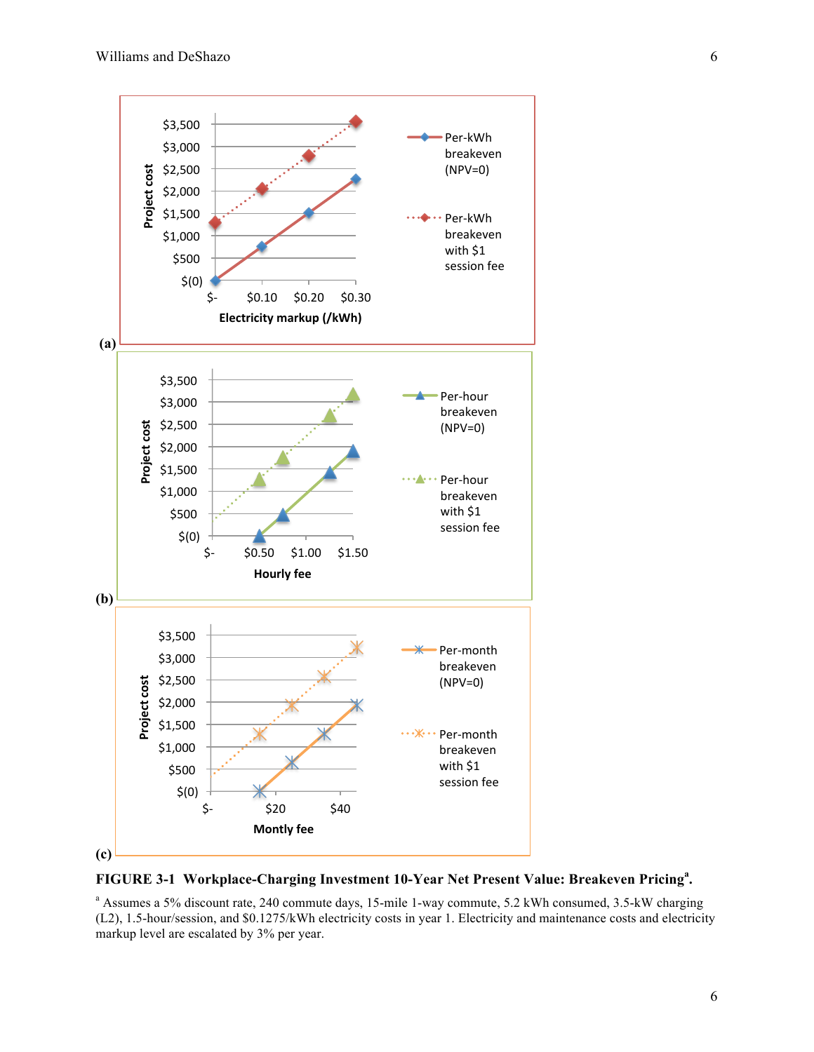$3,500
$3,000
$2,500
$2,000
$1,500
$1,000
$500
$(0)

Project cost

$-
$0.10
$0.20
$0.30

Electricity markup (/kWh)

Per-kWh breakeven (NPV=0)

Per-kWh breakeven with $1 session fee

(a)

$3,500
$3,000
$2,500
$2,000
$1,500
$1,000
$500
$(0)

Project cost

$-
$0.50
$1.00
$1.50

Hourly fee

Per-hour breakeven (NPV=0)

Per-hour breakeven with $1 session fee

(b)

$3,500
$3,000
$2,500
$2,000
$1,500
$1,000
$500
$(0)

Project cost

$-
$20
$40

Montly fee

Per-month breakeven (NPV=0)

Per-month breakeven with $1 session fee

(c)

**FIGURE 3-1 Workplace-Charging Investment 10-Year Net Present Value: Breakeven Pricing[a].**

[a] Assumes a 5% discount rate, 240 commute days, 15-mile 1-way commute, 5.2 kWh consumed, 3.5-kW charging (L2), 1.5-hour/session, and $0.1275/kWh electricity costs in year 1. Electricity and maintenance costs and electricity markup level are escalated by 3% per year.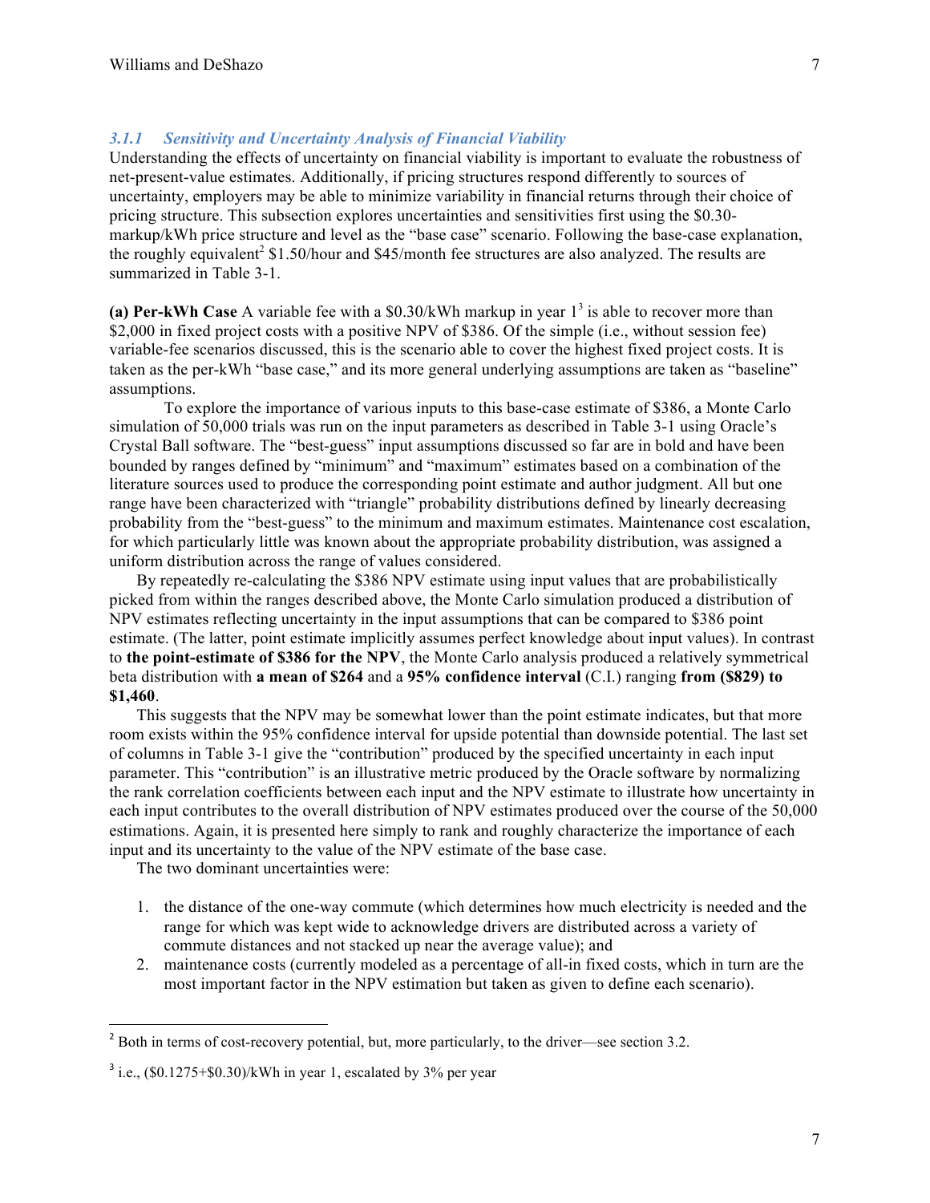### *3.1.1 Sensitivity and Uncertainty Analysis of Financial Viability*

Understanding the effects of uncertainty on financial viability is important to evaluate the robustness of net-present-value estimates. Additionally, if pricing structures respond differently to sources of uncertainty, employers may be able to minimize variability in financial returns through their choice of pricing structure. This subsection explores uncertainties and sensitivities first using the $0.30-markup/kWh price structure and level as the "base case" scenario. Following the base-case explanation, the roughly equivalent[2] $1.50/hour and $45/month fee structures are also analyzed. The results are summarized in Table 3-1.

**(a) Per-kWh Case** A variable fee with a $0.30/kWh markup in year 1[3] is able to recover more than $2,000 in fixed project costs with a positive NPV of $386. Of the simple (i.e., without session fee) variable-fee scenarios discussed, this is the scenario able to cover the highest fixed project costs. It is taken as the per-kWh "base case," and its more general underlying assumptions are taken as "baseline" assumptions.

To explore the importance of various inputs to this base-case estimate of $386, a Monte Carlo simulation of 50,000 trials was run on the input parameters as described in Table 3-1 using Oracle's Crystal Ball software. The "best-guess" input assumptions discussed so far are in bold and have been bounded by ranges defined by "minimum" and "maximum" estimates based on a combination of the literature sources used to produce the corresponding point estimate and author judgment. All but one range have been characterized with "triangle" probability distributions defined by linearly decreasing probability from the "best-guess" to the minimum and maximum estimates. Maintenance cost escalation, for which particularly little was known about the appropriate probability distribution, was assigned a uniform distribution across the range of values considered.

By repeatedly re-calculating the $386 NPV estimate using input values that are probabilistically picked from within the ranges described above, the Monte Carlo simulation produced a distribution of NPV estimates reflecting uncertainty in the input assumptions that can be compared to $386 point estimate. (The latter, point estimate implicitly assumes perfect knowledge about input values). In contrast to **the point-estimate of $386 for the NPV**, the Monte Carlo analysis produced a relatively symmetrical beta distribution with **a mean of $264** and a **95% confidence interval** (C.I.) ranging **from ($829) to $1,460**.

This suggests that the NPV may be somewhat lower than the point estimate indicates, but that more room exists within the 95% confidence interval for upside potential than downside potential. The last set of columns in Table 3-1 give the "contribution" produced by the specified uncertainty in each input parameter. This "contribution" is an illustrative metric produced by the Oracle software by normalizing the rank correlation coefficients between each input and the NPV estimate to illustrate how uncertainty in each input contributes to the overall distribution of NPV estimates produced over the course of the 50,000 estimations. Again, it is presented here simply to rank and roughly characterize the importance of each input and its uncertainty to the value of the NPV estimate of the base case.

The two dominant uncertainties were:

1. the distance of the one-way commute (which determines how much electricity is needed and the range for which was kept wide to acknowledge drivers are distributed across a variety of commute distances and not stacked up near the average value); and
2. maintenance costs (currently modeled as a percentage of all-in fixed costs, which in turn are the most important factor in the NPV estimation but taken as given to define each scenario).

---

[2] Both in terms of cost-recovery potential, but, more particularly, to the driver—see section 3.2.

[3] i.e., ($0.1275+$0.30)/kWh in year 1, escalated by 3% per year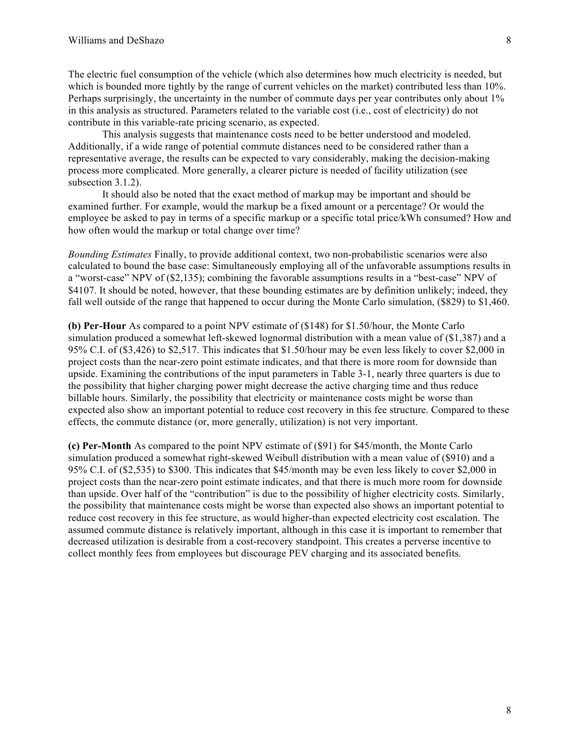The electric fuel consumption of the vehicle (which also determines how much electricity is needed, but which is bounded more tightly by the range of current vehicles on the market) contributed less than 10%. Perhaps surprisingly, the uncertainty in the number of commute days per year contributes only about 1% in this analysis as structured. Parameters related to the variable cost (i.e., cost of electricity) do not contribute in this variable-rate pricing scenario, as expected.

This analysis suggests that maintenance costs need to be better understood and modeled. Additionally, if a wide range of potential commute distances need to be considered rather than a representative average, the results can be expected to vary considerably, making the decision-making process more complicated. More generally, a clearer picture is needed of facility utilization (see subsection 3.1.2).

It should also be noted that the exact method of markup may be important and should be examined further. For example, would the markup be a fixed amount or a percentage? Or would the employee be asked to pay in terms of a specific markup or a specific total price/kWh consumed? How and how often would the markup or total change over time?

*Bounding Estimates* Finally, to provide additional context, two non-probabilistic scenarios were also calculated to bound the base case: Simultaneously employing all of the unfavorable assumptions results in a "worst-case" NPV of ($2,135); combining the favorable assumptions results in a "best-case" NPV of $4107. It should be noted, however, that these bounding estimates are by definition unlikely; indeed, they fall well outside of the range that happened to occur during the Monte Carlo simulation, ($829) to $1,460.

**(b) Per-Hour** As compared to a point NPV estimate of ($148) for $1.50/hour, the Monte Carlo simulation produced a somewhat left-skewed lognormal distribution with a mean value of ($1,387) and a 95% C.I. of ($3,426) to 2,517. This indicates that $1.50/hour may be even less likely to cover $2,000 in project costs than the near-zero point estimate indicates, and that there is more room for downside than upside. Examining the contributions of the input parameters in Table 3-1, nearly three quarters is due to the possibility that higher charging power might decrease the active charging time and thus reduce billable hours. Similarly, the possibility that electricity or maintenance costs might be worse than expected also show an important potential to reduce cost recovery in this fee structure. Compared to these effects, the commute distance (or, more generally, utilization) is not very important.

**(c) Per-Month** As compared to the point NPV estimate of ($91) for $45/month, the Monte Carlo simulation produced a somewhat right-skewed Weibull distribution with a mean value of ($910) and a 95% C.I. of ($2,535) to $300. This indicates that $45/month may be even less likely to cover $2,000 in project costs than the near-zero point estimate indicates, and that there is much more room for downside than upside. Over half of the "contribution" is due to the possibility of higher electricity costs. Similarly, the possibility that maintenance costs might be worse than expected also shows an important potential to reduce cost recovery in this fee structure, as would higher-than expected electricity cost escalation. The assumed commute distance is relatively important, although in this case it is important to remember that decreased utilization is desirable from a cost-recovery standpoint. This creates a perverse incentive to collect monthly fees from employees but discourage PEV charging and its associated benefits.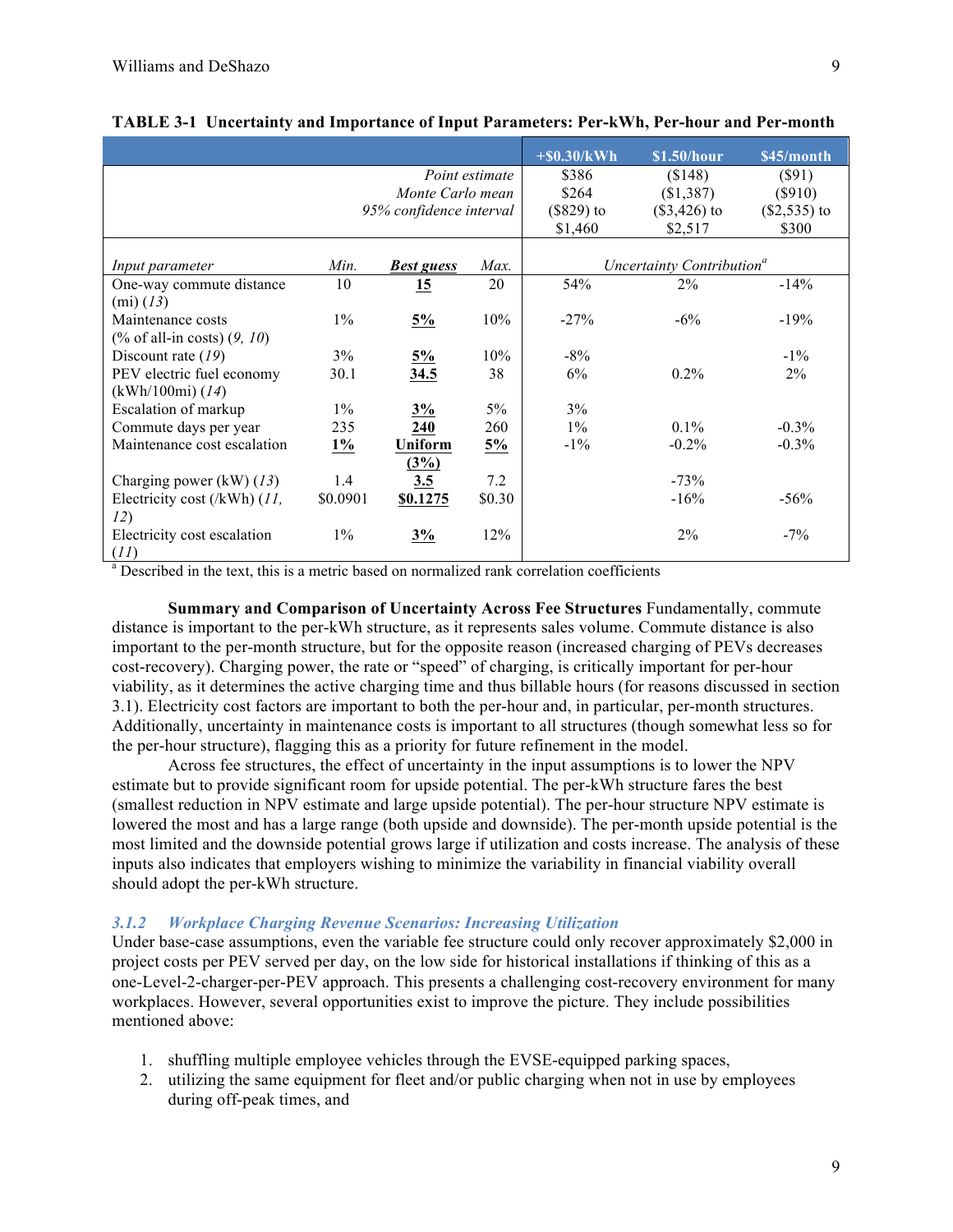**TABLE 3-1 Uncertainty and Importance of Input Parameters: Per-kWh, Per-hour and Per-month**

| | | | | +\$0.30/kWh | \$1.50/hour | \$45/month |
|---|---|---|---|---|---|---|
| *Point estimate* | | | | \$386 | (\$148) | (\$91) |
| *Monte Carlo mean* | | | | \$264 | (\$1,387) | (\$910) |
| *95% confidence interval* | | | | (\$829) to \$1,460 | (\$3,426) to \$2,517 | (\$2,535) to \$300 |
| *Input parameter* | *Min.* | ***Best guess*** | *Max.* | *Uncertainty Contribution*[a] | | |
| One-way commute distance (mi) (*13*) | 10 | **15** | 20 | 54% | 2% | -14% |
| Maintenance costs (% of all-in costs) (*9, 10*) | 1% | **5%** | 10% | -27% | -6% | -19% |
| Discount rate (*19*) | 3% | **5%** | 10% | -8% | | -1% |
| PEV electric fuel economy (kWh/100mi) (*14*) | 30.1 | **34.5** | 38 | 6% | 0.2% | 2% |
| Escalation of markup | 1% | **3%** | 5% | 3% | | |
| Commute days per year | 235 | **240** | 260 | 1% | 0.1% | -0.3% |
| Maintenance cost escalation | **1%** | **Uniform (3%)** | **5%** | -1% | -0.2% | -0.3% |
| Charging power (kW) (*13*) | 1.4 | **3.5** | 7.2 | | -73% | |
| Electricity cost (/kWh) (*11, 12*) | \$0.0901 | **\$0.1275** | \$0.30 | | -16% | -56% |
| Electricity cost escalation (*11*) | 1% | **3%** | 12% | | 2% | -7% |

[a] Described in the text, this is a metric based on normalized rank correlation coefficients

**Summary and Comparison of Uncertainty Across Fee Structures** Fundamentally, commute distance is important to the per-kWh structure, as it represents sales volume. Commute distance is also important to the per-month structure, but for the opposite reason (increased charging of PEVs decreases cost-recovery). Charging power, the rate or "speed" of charging, is critically important for per-hour viability, as it determines the active charging time and thus billable hours (for reasons discussed in section 3.1). Electricity cost factors are important to both the per-hour and, in particular, per-month structures. Additionally, uncertainty in maintenance costs is important to all structures (though somewhat less so for the per-hour structure), flagging this as a priority for future refinement in the model.

Across fee structures, the effect of uncertainty in the input assumptions is to lower the NPV estimate but to provide significant room for upside potential. The per-kWh structure fares the best (smallest reduction in NPV estimate and large upside potential). The per-hour structure NPV estimate is lowered the most and has a large range (both upside and downside). The per-month upside potential is the most limited and the downside potential grows large if utilization and costs increase. The analysis of these inputs also indicates that employers wishing to minimize the variability in financial viability overall should adopt the per-kWh structure.

### *3.1.2 Workplace Charging Revenue Scenarios: Increasing Utilization*

Under base-case assumptions, even the variable fee structure could only recover approximately \$2,000 in project costs per PEV served per day, on the low side for historical installations if thinking of this as a one-Level-2-charger-per-PEV approach. This presents a challenging cost-recovery environment for many workplaces. However, several opportunities exist to improve the picture. They include possibilities mentioned above:

1. shuffling multiple employee vehicles through the EVSE-equipped parking spaces,
2. utilizing the same equipment for fleet and/or public charging when not in use by employees during off-peak times, and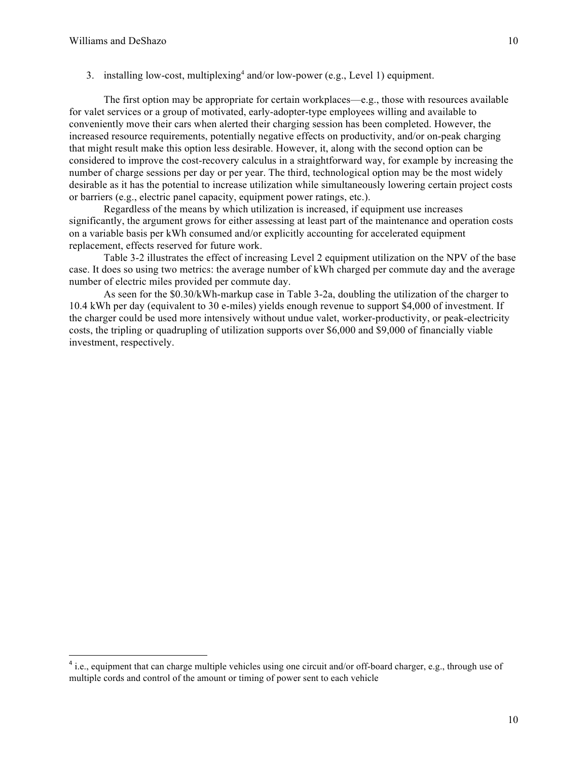3. installing low-cost, multiplexing[4] and/or low-power (e.g., Level 1) equipment.

The first option may be appropriate for certain workplaces—e.g., those with resources available for valet services or a group of motivated, early-adopter-type employees willing and available to conveniently move their cars when alerted their charging session has been completed. However, the increased resource requirements, potentially negative effects on productivity, and/or on-peak charging that might result make this option less desirable. However, it, along with the second option can be considered to improve the cost-recovery calculus in a straightforward way, for example by increasing the number of charge sessions per day or per year. The third, technological option may be the most widely desirable as it has the potential to increase utilization while simultaneously lowering certain project costs or barriers (e.g., electric panel capacity, equipment power ratings, etc.).

Regardless of the means by which utilization is increased, if equipment use increases significantly, the argument grows for either assessing at least part of the maintenance and operation costs on a variable basis per kWh consumed and/or explicitly accounting for accelerated equipment replacement, effects reserved for future work.

Table 3-2 illustrates the effect of increasing Level 2 equipment utilization on the NPV of the base case. It does so using two metrics: the average number of kWh charged per commute day and the average number of electric miles provided per commute day.

As seen for the $0.30/kWh-markup case in Table 3-2a, doubling the utilization of the charger to 10.4 kWh per day (equivalent to 30 e-miles) yields enough revenue to support $4,000 of investment. If the charger could be used more intensively without undue valet, worker-productivity, or peak-electricity costs, the tripling or quadrupling of utilization supports over $6,000 and $9,000 of financially viable investment, respectively.

[4] i.e., equipment that can charge multiple vehicles using one circuit and/or off-board charger, e.g., through use of multiple cords and control of the amount or timing of power sent to each vehicle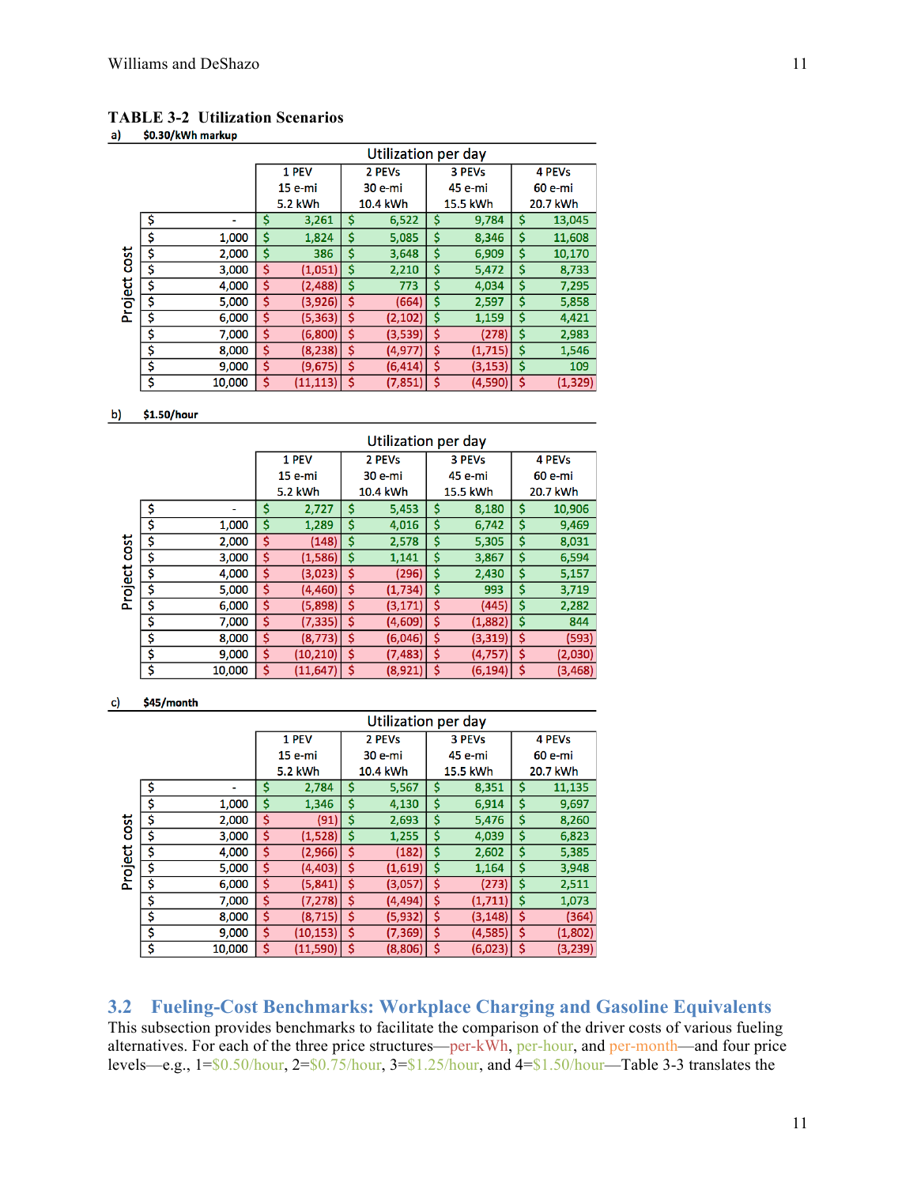**TABLE 3-2 Utilization Scenarios**

a) **$0.30/kWh markup**

| Project cost | Utilization per day: 1 PEV 15 e-mi 5.2 kWh | 2 PEVs 30 e-mi 10.4 kWh | 3 PEVs 45 e-mi 15.5 kWh | 4 PEVs 60 e-mi 20.7 kWh |
|---|---|---|---|---|
| $ - | $ 3,261 | $ 6,522 | $ 9,784 | $ 13,045 |
| $ 1,000 | $ 1,824 | $ 5,085 | $ 8,346 | $ 11,608 |
| $ 2,000 | $ 386 | $ 3,648 | $ 6,909 | $ 10,170 |
| $ 3,000 | $ (1,051) | $ 2,210 | $ 5,472 | $ 8,733 |
| $ 4,000 | $ (2,488) | $ 773 | $ 4,034 | $ 7,295 |
| $ 5,000 | $ (3,926) | $ (664) | $ 2,597 | $ 5,858 |
| $ 6,000 | $ (5,363) | $ (2,102) | $ 1,159 | $ 4,421 |
| $ 7,000 | $ (6,800) | $ (3,539) | $ (278) | $ 2,983 |
| $ 8,000 | $ (8,238) | $ (4,977) | $ (1,715) | $ 1,546 |
| $ 9,000 | $ (9,675) | $ (6,414) | $ (3,153) | $ 109 |
| $ 10,000 | $ (11,113) | $ (7,851) | $ (4,590) | $ (1,329) |

b) **$1.50/hour**

| Project cost | Utilization per day: 1 PEV 15 e-mi 5.2 kWh | 2 PEVs 30 e-mi 10.4 kWh | 3 PEVs 45 e-mi 15.5 kWh | 4 PEVs 60 e-mi 20.7 kWh |
|---|---|---|---|---|
| $ - | $ 2,727 | $ 5,453 | $ 8,180 | $ 10,906 |
| $ 1,000 | $ 1,289 | $ 4,016 | $ 6,742 | $ 9,469 |
| $ 2,000 | $ (148) | $ 2,578 | $ 5,305 | $ 8,031 |
| $ 3,000 | $ (1,586) | $ 1,141 | $ 3,867 | $ 6,594 |
| $ 4,000 | $ (3,023) | $ (296) | $ 2,430 | $ 5,157 |
| $ 5,000 | $ (4,460) | $ (1,734) | $ 993 | $ 3,719 |
| $ 6,000 | $ (5,898) | $ (3,171) | $ (445) | $ 2,282 |
| $ 7,000 | $ (7,335) | $ (4,609) | $ (1,882) | $ 844 |
| $ 8,000 | $ (8,773) | $ (6,046) | $ (3,319) | $ (593) |
| $ 9,000 | $ (10,210) | $ (7,483) | $ (4,757) | $ (2,030) |
| $ 10,000 | $ (11,647) | $ (8,921) | $ (6,194) | $ (3,468) |

c) **$45/month**

| Project cost | Utilization per day: 1 PEV 15 e-mi 5.2 kWh | 2 PEVs 30 e-mi 10.4 kWh | 3 PEVs 45 e-mi 15.5 kWh | 4 PEVs 60 e-mi 20.7 kWh |
|---|---|---|---|---|
| $ - | $ 2,784 | $ 5,567 | $ 8,351 | $ 11,135 |
| $ 1,000 | $ 1,346 | $ 4,130 | $ 6,914 | $ 9,697 |
| $ 2,000 | $ (91) | $ 2,693 | $ 5,476 | $ 8,260 |
| $ 3,000 | $ (1,528) | $ 1,255 | $ 4,039 | $ 6,823 |
| $ 4,000 | $ (2,966) | $ (182) | $ 2,602 | $ 5,385 |
| $ 5,000 | $ (4,403) | $ (1,619) | $ 1,164 | $ 3,948 |
| $ 6,000 | $ (5,841) | $ (3,057) | $ (273) | $ 2,511 |
| $ 7,000 | $ (7,278) | $ (4,494) | $ (1,711) | $ 1,073 |
| $ 8,000 | $ (8,715) | $ (5,932) | $ (3,148) | $ (364) |
| $ 9,000 | $ (10,153) | $ (7,369) | $ (4,585) | $ (1,802) |
| $ 10,000 | $ (11,590) | $ (8,806) | $ (6,023) | $ (3,239) |

## 3.2 Fueling-Cost Benchmarks: Workplace Charging and Gasoline Equivalents

This subsection provides benchmarks to facilitate the comparison of the driver costs of various fueling alternatives. For each of the three price structures—per-kWh, per-hour, and per-month—and four price levels—e.g., 1=$0.50/hour, 2=$0.75/hour, 3=$1.25/hour, and 4=$1.50/hour—Table 3-3 translates the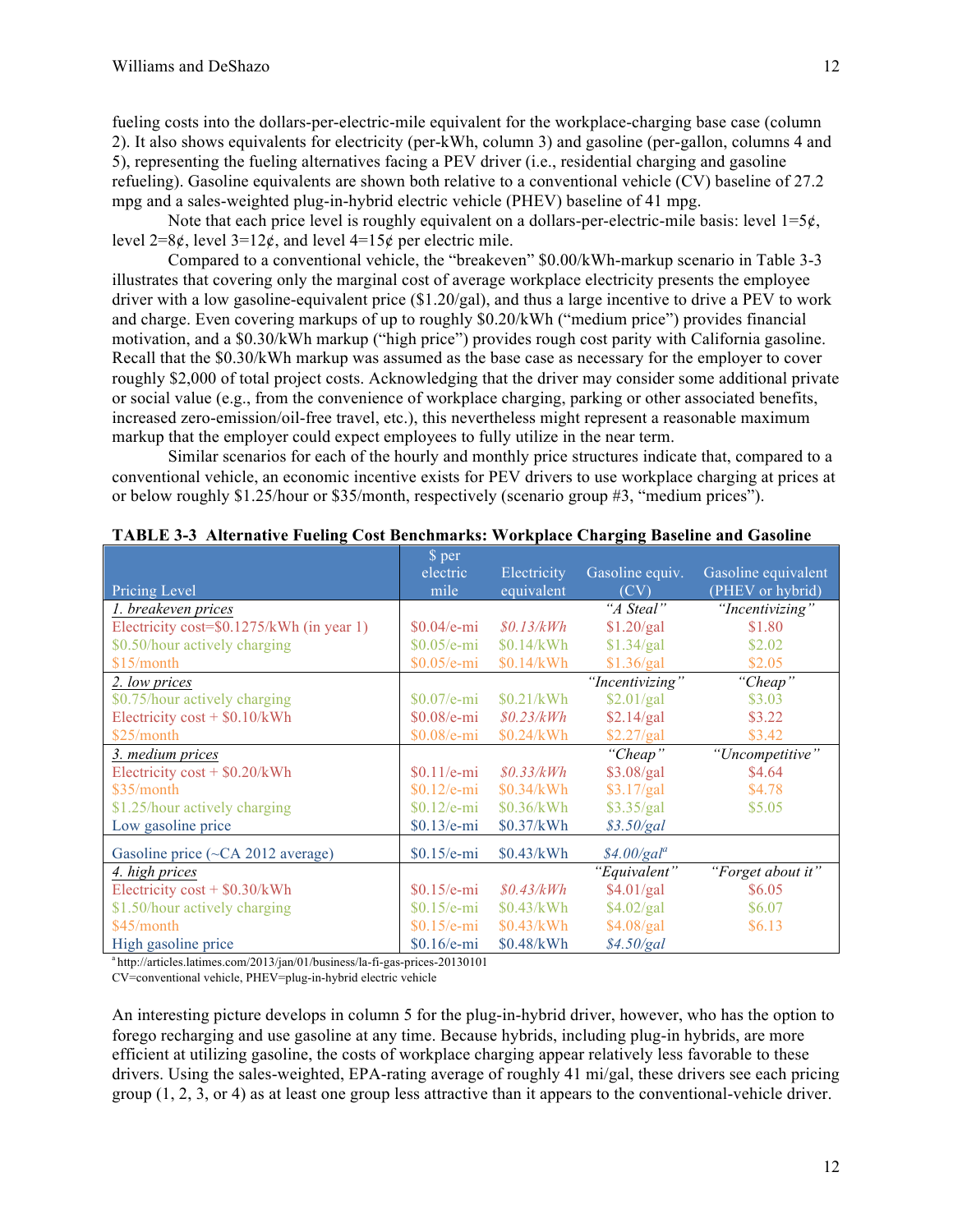fueling costs into the dollars-per-electric-mile equivalent for the workplace-charging base case (column 2). It also shows equivalents for electricity (per-kWh, column 3) and gasoline (per-gallon, columns 4 and 5), representing the fueling alternatives facing a PEV driver (i.e., residential charging and gasoline refueling). Gasoline equivalents are shown both relative to a conventional vehicle (CV) baseline of 27.2 mpg and a sales-weighted plug-in-hybrid electric vehicle (PHEV) baseline of 41 mpg.

Note that each price level is roughly equivalent on a dollars-per-electric-mile basis: level 1=5¢, level 2=8¢, level 3=12¢, and level 4=15¢ per electric mile.

Compared to a conventional vehicle, the "breakeven" $0.00/kWh-markup scenario in Table 3-3 illustrates that covering only the marginal cost of average workplace electricity presents the employee driver with a low gasoline-equivalent price ($1.20/gal), and thus a large incentive to drive a PEV to work and charge. Even covering markups of up to roughly $0.20/kWh ("medium price") provides financial motivation, and a $0.30/kWh markup ("high price") provides rough cost parity with California gasoline. Recall that the $0.30/kWh markup was assumed as the base case as necessary for the employer to cover roughly $2,000 of total project costs. Acknowledging that the driver may consider some additional private or social value (e.g., from the convenience of workplace charging, parking or other associated benefits, increased zero-emission/oil-free travel, etc.), this nevertheless might represent a reasonable maximum markup that the employer could expect employees to fully utilize in the near term.

Similar scenarios for each of the hourly and monthly price structures indicate that, compared to a conventional vehicle, an economic incentive exists for PEV drivers to use workplace charging at prices at or below roughly $1.25/hour or $35/month, respectively (scenario group #3, "medium prices").

**TABLE 3-3 Alternative Fueling Cost Benchmarks: Workplace Charging Baseline and Gasoline**

| Pricing Level | $ per electric mile | Electricity equivalent | Gasoline equiv. (CV) | Gasoline equivalent (PHEV or hybrid) |
|---|---|---|---|---|
| *1. breakeven prices* | | | *"A Steal"* | *"Incentivizing"* |
| Electricity cost=$0.1275/kWh (in year 1) | $0.04/e-mi | *$0.13/kWh* | $1.20/gal | $1.80 |
| $0.50/hour actively charging | $0.05/e-mi | $0.14/kWh | $1.34/gal | $2.02 |
| $15/month | $0.05/e-mi | $0.14/kWh | $1.36/gal | $2.05 |
| *2. low prices* | | | *"Incentivizing"* | *"Cheap"* |
| $0.75/hour actively charging | $0.07/e-mi | $0.21/kWh | $2.01/gal | $3.03 |
| Electricity cost + $0.10/kWh | $0.08/e-mi | *$0.23/kWh* | $2.14/gal | $3.22 |
| $25/month | $0.08/e-mi | $0.24/kWh | $2.27/gal | $3.42 |
| *3. medium prices* | | | *"Cheap"* | *"Uncompetitive"* |
| Electricity cost + $0.20/kWh | $0.11/e-mi | *$0.33/kWh* | $3.08/gal | $4.64 |
| $35/month | $0.12/e-mi | $0.34/kWh | $3.17/gal | $4.78 |
| $1.25/hour actively charging | $0.12/e-mi | $0.36/kWh | $3.35/gal | $5.05 |
| Low gasoline price | $0.13/e-mi | $0.37/kWh | *$3.50/gal* | |
| Gasoline price (~CA 2012 average) | $0.15/e-mi | $0.43/kWh | *$4.00/gal*[a] | |
| *4. high prices* | | | *"Equivalent"* | *"Forget about it"* |
| Electricity cost + $0.30/kWh | $0.15/e-mi | *$0.43/kWh* | $4.01/gal | $6.05 |
| $1.50/hour actively charging | $0.15/e-mi | $0.43/kWh | $4.02/gal | $6.07 |
| $45/month | $0.15/e-mi | $0.43/kWh | $4.08/gal | $6.13 |
| High gasoline price | $0.16/e-mi | $0.48/kWh | *$4.50/gal* | |

[a] http://articles.latimes.com/2013/jan/01/business/la-fi-gas-prices-20130101
CV=conventional vehicle, PHEV=plug-in-hybrid electric vehicle

An interesting picture develops in column 5 for the plug-in-hybrid driver, however, who has the option to forego recharging and use gasoline at any time. Because hybrids, including plug-in hybrids, are more efficient at utilizing gasoline, the costs of workplace charging appear relatively less favorable to these drivers. Using the sales-weighted, EPA-rating average of roughly 41 mi/gal, these drivers see each pricing group (1, 2, 3, or 4) as at least one group less attractive than it appears to the conventional-vehicle driver.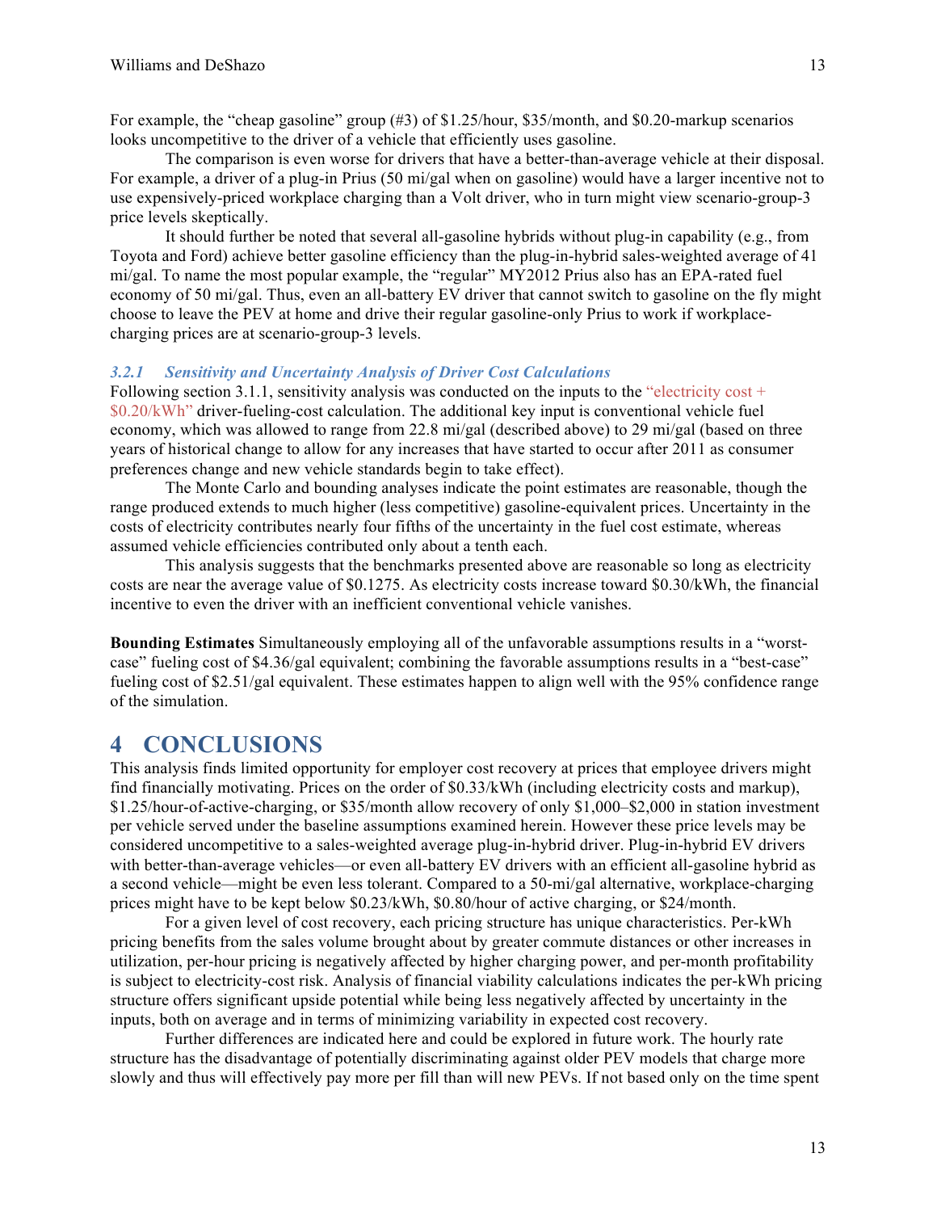For example, the "cheap gasoline" group (#3) of $1.25/hour, $35/month, and $0.20-markup scenarios looks uncompetitive to the driver of a vehicle that efficiently uses gasoline.

The comparison is even worse for drivers that have a better-than-average vehicle at their disposal. For example, a driver of a plug-in Prius (50 mi/gal when on gasoline) would have a larger incentive not to use expensively-priced workplace charging than a Volt driver, who in turn might view scenario-group-3 price levels skeptically.

It should further be noted that several all-gasoline hybrids without plug-in capability (e.g., from Toyota and Ford) achieve better gasoline efficiency than the plug-in-hybrid sales-weighted average of 41 mi/gal. To name the most popular example, the "regular" MY2012 Prius also has an EPA-rated fuel economy of 50 mi/gal. Thus, even an all-battery EV driver that cannot switch to gasoline on the fly might choose to leave the PEV at home and drive their regular gasoline-only Prius to work if workplace-charging prices are at scenario-group-3 levels.

### *3.2.1 Sensitivity and Uncertainty Analysis of Driver Cost Calculations*

Following section 3.1.1, sensitivity analysis was conducted on the inputs to the "electricity cost + $0.20/kWh" driver-fueling-cost calculation. The additional key input is conventional vehicle fuel economy, which was allowed to range from 22.8 mi/gal (described above) to 29 mi/gal (based on three years of historical change to allow for any increases that have started to occur after 2011 as consumer preferences change and new vehicle standards begin to take effect).

The Monte Carlo and bounding analyses indicate the point estimates are reasonable, though the range produced extends to much higher (less competitive) gasoline-equivalent prices. Uncertainty in the costs of electricity contributes nearly four fifths of the uncertainty in the fuel cost estimate, whereas assumed vehicle efficiencies contributed only about a tenth each.

This analysis suggests that the benchmarks presented above are reasonable so long as electricity costs are near the average value of $0.1275. As electricity costs increase toward $0.30/kWh, the financial incentive to even the driver with an inefficient conventional vehicle vanishes.

**Bounding Estimates** Simultaneously employing all of the unfavorable assumptions results in a "worst-case" fueling cost of $4.36/gal equivalent; combining the favorable assumptions results in a "best-case" fueling cost of $2.51/gal equivalent. These estimates happen to align well with the 95% confidence range of the simulation.

# 4 CONCLUSIONS

This analysis finds limited opportunity for employer cost recovery at prices that employee drivers might find financially motivating. Prices on the order of $0.33/kWh (including electricity costs and markup), $1.25/hour-of-active-charging, or $35/month allow recovery of only $1,000–$2,000 in station investment per vehicle served under the baseline assumptions examined herein. However these price levels may be considered uncompetitive to a sales-weighted average plug-in-hybrid driver. Plug-in-hybrid EV drivers with better-than-average vehicles—or even all-battery EV drivers with an efficient all-gasoline hybrid as a second vehicle—might be even less tolerant. Compared to a 50-mi/gal alternative, workplace-charging prices might have to be kept below $0.23/kWh, $0.80/hour of active charging, or $24/month.

For a given level of cost recovery, each pricing structure has unique characteristics. Per-kWh pricing benefits from the sales volume brought about by greater commute distances or other increases in utilization, per-hour pricing is negatively affected by higher charging power, and per-month profitability is subject to electricity-cost risk. Analysis of financial viability calculations indicates the per-kWh pricing structure offers significant upside potential while being less negatively affected by uncertainty in the inputs, both on average and in terms of minimizing variability in expected cost recovery.

Further differences are indicated here and could be explored in future work. The hourly rate structure has the disadvantage of potentially discriminating against older PEV models that charge more slowly and thus will effectively pay more per fill than will new PEVs. If not based only on the time spent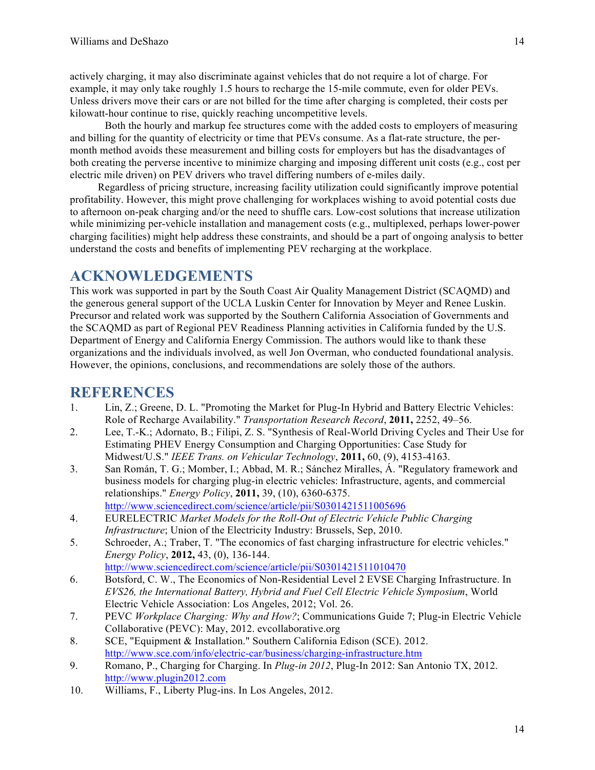actively charging, it may also discriminate against vehicles that do not require a lot of charge. For example, it may only take roughly 1.5 hours to recharge the 15-mile commute, even for older PEVs. Unless drivers move their cars or are not billed for the time after charging is completed, their costs per kilowatt-hour continue to rise, quickly reaching uncompetitive levels.

Both the hourly and markup fee structures come with the added costs to employers of measuring and billing for the quantity of electricity or time that PEVs consume. As a flat-rate structure, the per-month method avoids these measurement and billing costs for employers but has the disadvantages of both creating the perverse incentive to minimize charging and imposing different unit costs (e.g., cost per electric mile driven) on PEV drivers who travel differing numbers of e-miles daily.

Regardless of pricing structure, increasing facility utilization could significantly improve potential profitability. However, this might prove challenging for workplaces wishing to avoid potential costs due to afternoon on-peak charging and/or the need to shuffle cars. Low-cost solutions that increase utilization while minimizing per-vehicle installation and management costs (e.g., multiplexed, perhaps lower-power charging facilities) might help address these constraints, and should be a part of ongoing analysis to better understand the costs and benefits of implementing PEV recharging at the workplace.

# ACKNOWLEDGEMENTS

This work was supported in part by the South Coast Air Quality Management District (SCAQMD) and the generous general support of the UCLA Luskin Center for Innovation by Meyer and Renee Luskin. Precursor and related work was supported by the Southern California Association of Governments and the SCAQMD as part of Regional PEV Readiness Planning activities in California funded by the U.S. Department of Energy and California Energy Commission. The authors would like to thank these organizations and the individuals involved, as well Jon Overman, who conducted foundational analysis. However, the opinions, conclusions, and recommendations are solely those of the authors.

# REFERENCES

1. Lin, Z.; Greene, D. L. "Promoting the Market for Plug-In Hybrid and Battery Electric Vehicles: Role of Recharge Availability." *Transportation Research Record*, **2011,** 2252, 49–56.
2. Lee, T.-K.; Adornato, B.; Filipi, Z. S. "Synthesis of Real-World Driving Cycles and Their Use for Estimating PHEV Energy Consumption and Charging Opportunities: Case Study for Midwest/U.S." *IEEE Trans. on Vehicular Technology*, **2011,** 60, (9), 4153-4163.
3. San Román, T. G.; Momber, I.; Abbad, M. R.; Sánchez Miralles, Á. "Regulatory framework and business models for charging plug-in electric vehicles: Infrastructure, agents, and commercial relationships." *Energy Policy*, **2011,** 39, (10), 6360-6375. http://www.sciencedirect.com/science/article/pii/S0301421511005696
4. EURELECTRIC *Market Models for the Roll-Out of Electric Vehicle Public Charging Infrastructure*; Union of the Electricity Industry: Brussels, Sep, 2010.
5. Schroeder, A.; Traber, T. "The economics of fast charging infrastructure for electric vehicles." *Energy Policy*, **2012,** 43, (0), 136-144. http://www.sciencedirect.com/science/article/pii/S0301421511010470
6. Botsford, C. W., The Economics of Non-Residential Level 2 EVSE Charging Infrastructure. In *EVS26, the International Battery, Hybrid and Fuel Cell Electric Vehicle Symposium*, World Electric Vehicle Association: Los Angeles, 2012; Vol. 26.
7. PEVC *Workplace Charging: Why and How?*; Communications Guide 7; Plug-in Electric Vehicle Collaborative (PEVC): May, 2012. evcollaborative.org
8. SCE, "Equipment & Installation." Southern California Edison (SCE). 2012. http://www.sce.com/info/electric-car/business/charging-infrastructure.htm
9. Romano, P., Charging for Charging. In *Plug-in 2012*, Plug-In 2012: San Antonio TX, 2012. http://www.plugin2012.com
10. Williams, F., Liberty Plug-ins. In Los Angeles, 2012.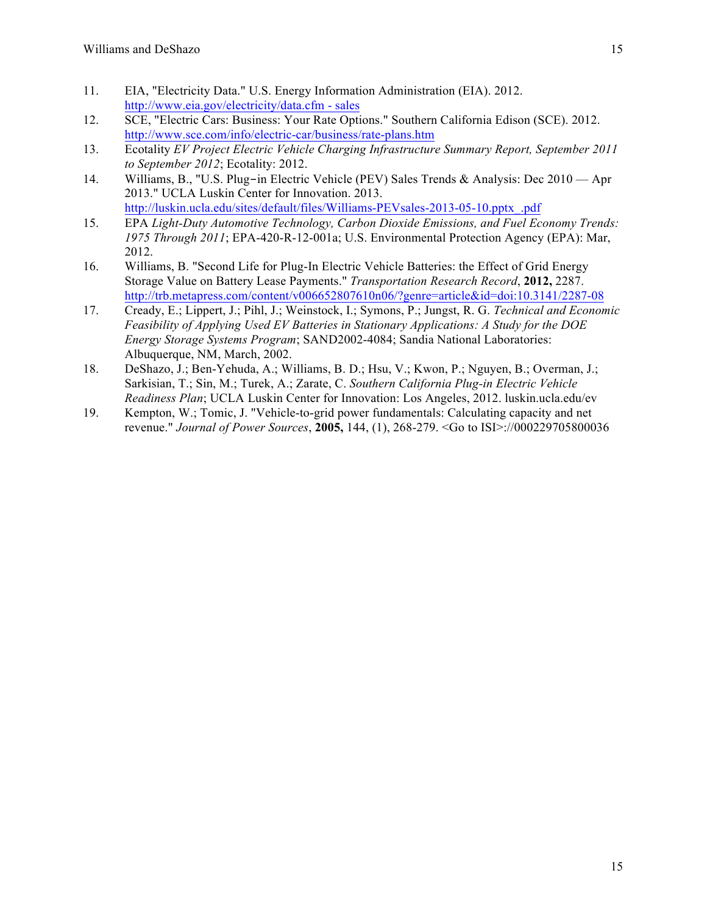11. EIA, "Electricity Data." U.S. Energy Information Administration (EIA). 2012. http://www.eia.gov/electricity/data.cfm - sales
12. SCE, "Electric Cars: Business: Your Rate Options." Southern California Edison (SCE). 2012. http://www.sce.com/info/electric-car/business/rate-plans.htm
13. Ecotality *EV Project Electric Vehicle Charging Infrastructure Summary Report, September 2011 to September 2012*; Ecotality: 2012.
14. Williams, B., "U.S. Plug‑in Electric Vehicle (PEV) Sales Trends & Analysis: Dec 2010 — Apr 2013." UCLA Luskin Center for Innovation. 2013. http://luskin.ucla.edu/sites/default/files/Williams-PEVsales-2013-05-10.pptx_.pdf
15. EPA *Light-Duty Automotive Technology, Carbon Dioxide Emissions, and Fuel Economy Trends: 1975 Through 2011*; EPA-420-R-12-001a; U.S. Environmental Protection Agency (EPA): Mar, 2012.
16. Williams, B. "Second Life for Plug-In Electric Vehicle Batteries: the Effect of Grid Energy Storage Value on Battery Lease Payments." *Transportation Research Record*, **2012,** 2287. http://trb.metapress.com/content/v006652807610n06/?genre=article&id=doi:10.3141/2287-08
17. Cready, E.; Lippert, J.; Pihl, J.; Weinstock, I.; Symons, P.; Jungst, R. G. *Technical and Economic Feasibility of Applying Used EV Batteries in Stationary Applications: A Study for the DOE Energy Storage Systems Program*; SAND2002-4084; Sandia National Laboratories: Albuquerque, NM, March, 2002.
18. DeShazo, J.; Ben-Yehuda, A.; Williams, B. D.; Hsu, V.; Kwon, P.; Nguyen, B.; Overman, J.; Sarkisian, T.; Sin, M.; Turek, A.; Zarate, C. *Southern California Plug-in Electric Vehicle Readiness Plan*; UCLA Luskin Center for Innovation: Los Angeles, 2012. luskin.ucla.edu/ev
19. Kempton, W.; Tomic, J. "Vehicle-to-grid power fundamentals: Calculating capacity and net revenue." *Journal of Power Sources*, **2005,** 144, (1), 268-279. <Go to ISI>://000229705800036